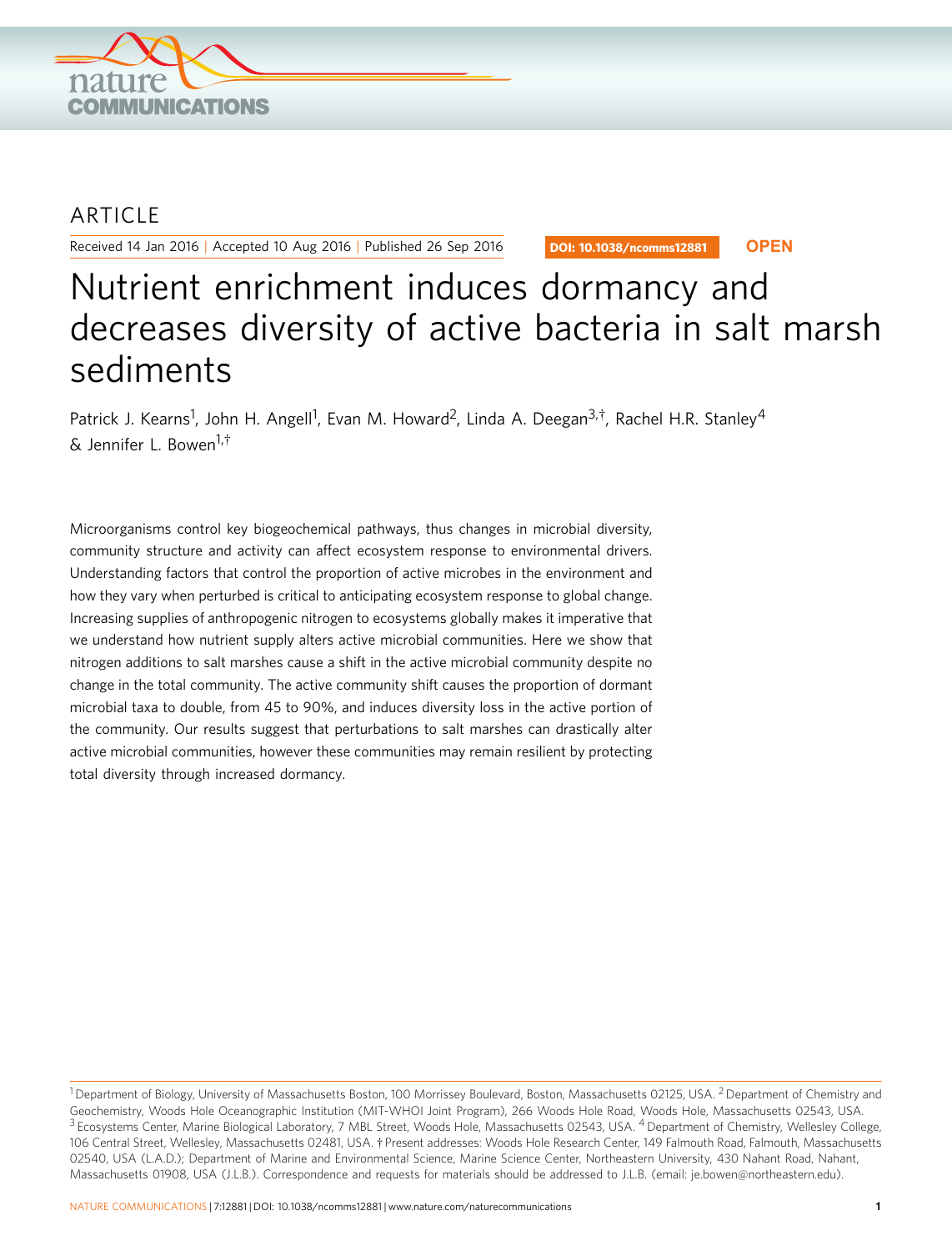ARTICLE

Received 14 Jan 2016 | Accepted 10 Aug 2016 | Published 26 Sep 2016

DOI: 10.1038/ncomms12881 **OPEN**

# Nutrient enrichment induces dormancy and decreases diversity of active bacteria in salt marsh sediments

Patrick J. Kearns[1], John H. Angell[1], Evan M. Howard[2], Linda A. Deegan[3,†], Rachel H.R. Stanley[4] & Jennifer L. Bowen[1,†]

Microorganisms control key biogeochemical pathways, thus changes in microbial diversity, community structure and activity can affect ecosystem response to environmental drivers. Understanding factors that control the proportion of active microbes in the environment and how they vary when perturbed is critical to anticipating ecosystem response to global change. Increasing supplies of anthropogenic nitrogen to ecosystems globally makes it imperative that we understand how nutrient supply alters active microbial communities. Here we show that nitrogen additions to salt marshes cause a shift in the active microbial community despite no change in the total community. The active community shift causes the proportion of dormant microbial taxa to double, from 45 to 90%, and induces diversity loss in the active portion of the community. Our results suggest that perturbations to salt marshes can drastically alter active microbial communities, however these communities may remain resilient by protecting total diversity through increased dormancy.

[1] Department of Biology, University of Massachusetts Boston, 100 Morrissey Boulevard, Boston, Massachusetts 02125, USA. [2] Department of Chemistry and Geochemistry, Woods Hole Oceanographic Institution (MIT-WHOI Joint Program), 266 Woods Hole Road, Woods Hole, Massachusetts 02543, USA. [3] Ecosystems Center, Marine Biological Laboratory, 7 MBL Street, Woods Hole, Massachusetts 02543, USA. [4] Department of Chemistry, Wellesley College, 106 Central Street, Wellesley, Massachusetts 02481, USA. † Present addresses: Woods Hole Research Center, 149 Falmouth Road, Falmouth, Massachusetts 02540, USA (L.A.D.); Department of Marine and Environmental Science, Marine Science Center, Northeastern University, 430 Nahant Road, Nahant, Massachusetts 01908, USA (J.L.B.). Correspondence and requests for materials should be addressed to J.L.B. (email: je.bowen@northeastern.edu).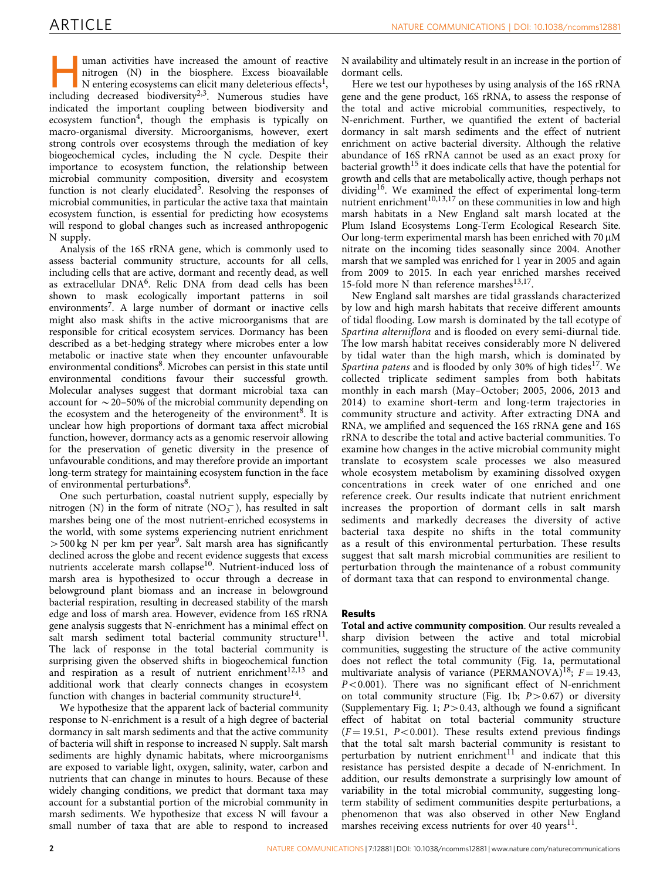Human activities have increased the amount of reactive nitrogen (N) in the biosphere. Excess bioavailable N entering ecosystems can elicit many deleterious effects[1], including decreased biodiversity[2,3]. Numerous studies have indicated the important coupling between biodiversity and ecosystem function[4], though the emphasis is typically on macro-organismal diversity. Microorganisms, however, exert strong controls over ecosystems through the mediation of key biogeochemical cycles, including the N cycle. Despite their importance to ecosystem function, the relationship between microbial community composition, diversity and ecosystem function is not clearly elucidated[5]. Resolving the responses of microbial communities, in particular the active taxa that maintain ecosystem function, is essential for predicting how ecosystems will respond to global changes such as increased anthropogenic N supply.

Analysis of the 16S rRNA gene, which is commonly used to assess bacterial community structure, accounts for all cells, including cells that are active, dormant and recently dead, as well as extracellular DNA[6]. Relic DNA from dead cells has been shown to mask ecologically important patterns in soil environments[7]. A large number of dormant or inactive cells might also mask shifts in the active microorganisms that are responsible for critical ecosystem services. Dormancy has been described as a bet-hedging strategy where microbes enter a low metabolic or inactive state when they encounter unfavourable environmental conditions[8]. Microbes can persist in this state until environmental conditions favour their successful growth. Molecular analyses suggest that dormant microbial taxa can account for ~20–50% of the microbial community depending on the ecosystem and the heterogeneity of the environment[8]. It is unclear how high proportions of dormant taxa affect microbial function, however, dormancy acts as a genomic reservoir allowing for the preservation of genetic diversity in the presence of unfavourable conditions, and may therefore provide an important long-term strategy for maintaining ecosystem function in the face of environmental perturbations[8].

One such perturbation, coastal nutrient supply, especially by nitrogen (N) in the form of nitrate ($NO_3^-$), has resulted in salt marshes being one of the most nutrient-enriched ecosystems in the world, with some systems experiencing nutrient enrichment >500 kg N per km per year[9]. Salt marsh area has significantly declined across the globe and recent evidence suggests that excess nutrients accelerate marsh collapse[10]. Nutrient-induced loss of marsh area is hypothesized to occur through a decrease in belowground plant biomass and an increase in belowground bacterial respiration, resulting in decreased stability of the marsh edge and loss of marsh area. However, evidence from 16S rRNA gene analysis suggests that N-enrichment has a minimal effect on salt marsh sediment total bacterial community structure[11]. The lack of response in the total bacterial community is surprising given the observed shifts in biogeochemical function and respiration as a result of nutrient enrichment[12,13] and additional work that clearly connects changes in ecosystem function with changes in bacterial community structure[14].

We hypothesize that the apparent lack of bacterial community response to N-enrichment is a result of a high degree of bacterial dormancy in salt marsh sediments and that the active community of bacteria will shift in response to increased N supply. Salt marsh sediments are highly dynamic habitats, where microorganisms are exposed to variable light, oxygen, salinity, water, carbon and nutrients that can change in minutes to hours. Because of these widely changing conditions, we predict that dormant taxa may account for a substantial portion of the microbial community in marsh sediments. We hypothesize that excess N will favour a small number of taxa that are able to respond to increased N availability and ultimately result in an increase in the portion of dormant cells.

Here we test our hypotheses by using analysis of the 16S rRNA gene and the gene product, 16S rRNA, to assess the response of the total and active microbial communities, respectively, to N-enrichment. Further, we quantified the extent of bacterial dormancy in salt marsh sediments and the effect of nutrient enrichment on active bacterial diversity. Although the relative abundance of 16S rRNA cannot be used as an exact proxy for bacterial growth[15] it does indicate cells that have the potential for growth and cells that are metabolically active, though perhaps not dividing[16]. We examined the effect of experimental long-term nutrient enrichment[10,13,17] on these communities in low and high marsh habitats in a New England salt marsh located at the Plum Island Ecosystems Long-Term Ecological Research Site. Our long-term experimental marsh has been enriched with 70 μM nitrate on the incoming tides seasonally since 2004. Another marsh that we sampled was enriched for 1 year in 2005 and again from 2009 to 2015. In each year enriched marshes received 15-fold more N than reference marshes[13,17].

New England salt marshes are tidal grasslands characterized by low and high marsh habitats that receive different amounts of tidal flooding. Low marsh is dominated by the tall ecotype of *Spartina alterniflora* and is flooded on every semi-diurnal tide. The low marsh habitat receives considerably more N delivered by tidal water than the high marsh, which is dominated by *Spartina patens* and is flooded by only 30% of high tides[17]. We collected triplicate sediment samples from both habitats monthly in each marsh (May–October; 2005, 2006, 2013 and 2014) to examine short-term and long-term trajectories in community structure and activity. After extracting DNA and RNA, we amplified and sequenced the 16S rRNA gene and 16S rRNA to describe the total and active bacterial communities. To examine how changes in the active microbial community might translate to ecosystem scale processes we also measured whole ecosystem metabolism by examining dissolved oxygen concentrations in creek water of one enriched and one reference creek. Our results indicate that nutrient enrichment increases the proportion of dormant cells in salt marsh sediments and markedly decreases the diversity of active bacterial taxa despite no shifts in the total community as a result of this environmental perturbation. These results suggest that salt marsh microbial communities are resilient to perturbation through the maintenance of a robust community of dormant taxa that can respond to environmental change.

## Results

**Total and active community composition**. Our results revealed a sharp division between the active and total microbial communities, suggesting the structure of the active community does not reflect the total community (Fig. 1a, permutational multivariate analysis of variance (PERMANOVA)[18]; $F = 19.43$, $P < 0.001$). There was no significant effect of N-enrichment on total community structure (Fig. 1b; $P > 0.67$) or diversity (Supplementary Fig. 1; $P > 0.43$, although we found a significant effect of habitat on total bacterial community structure ($F = 19.51$, $P < 0.001$). These results extend previous findings that the total salt marsh bacterial community is resistant to perturbation by nutrient enrichment[11] and indicate that this resistance has persisted despite a decade of N-enrichment. In addition, our results demonstrate a surprisingly low amount of variability in the total microbial community, suggesting long-term stability of sediment communities despite perturbations, a phenomenon that was also observed in other New England marshes receiving excess nutrients for over 40 years[11].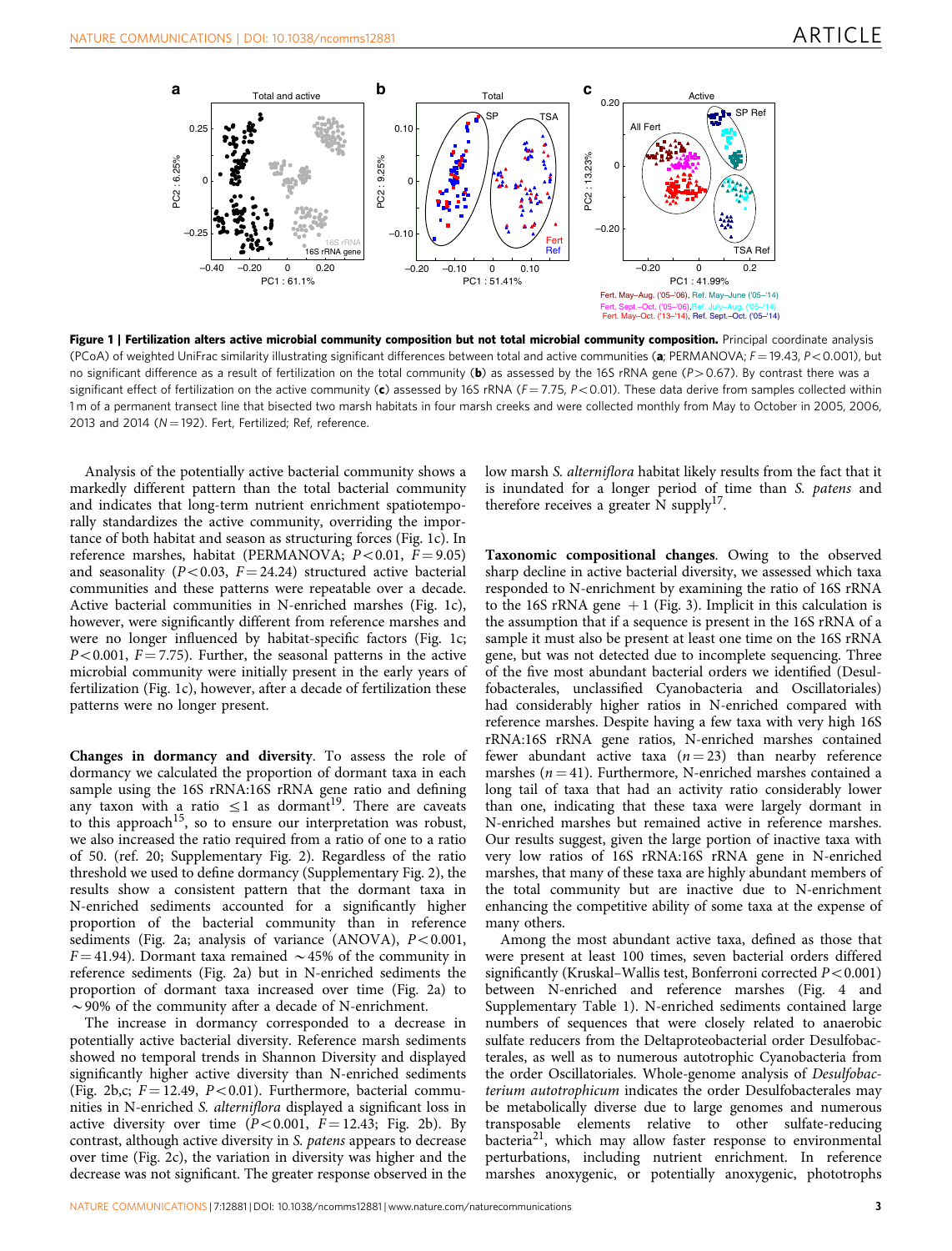**Figure 1 | Fertilization alters active microbial community composition but not total microbial community composition.** Principal coordinate analysis (PCoA) of weighted UniFrac similarity illustrating significant differences between total and active communities (**a**; PERMANOVA; $F = 19.43$, $P < 0.001$), but no significant difference as a result of fertilization on the total community (**b**) as assessed by the 16S rRNA gene ($P > 0.67$). By contrast there was a significant effect of fertilization on the active community (**c**) assessed by 16S rRNA ($F = 7.75$, $P < 0.01$). These data derive from samples collected within 1 m of a permanent transect line that bisected two marsh habitats in four marsh creeks and were collected monthly from May to October in 2005, 2006, 2013 and 2014 ($N = 192$). Fert, Fertilized; Ref, reference.

Analysis of the potentially active bacterial community shows a markedly different pattern than the total bacterial community and indicates that long-term nutrient enrichment spatiotemporally standardizes the active community, overriding the importance of both habitat and season as structuring forces (Fig. 1c). In reference marshes, habitat (PERMANOVA; $P < 0.01$, $F = 9.05$) and seasonality ($P < 0.03$, $F = 24.24$) structured active bacterial communities and these patterns were repeatable over a decade. Active bacterial communities in N-enriched marshes (Fig. 1c), however, were significantly different from reference marshes and were no longer influenced by habitat-specific factors (Fig. 1c; $P < 0.001$, $F = 7.75$). Further, the seasonal patterns in the active microbial community were initially present in the early years of fertilization (Fig. 1c), however, after a decade of fertilization these patterns were no longer present.

**Changes in dormancy and diversity**. To assess the role of dormancy we calculated the proportion of dormant taxa in each sample using the 16S rRNA:16S rRNA gene ratio and defining any taxon with a ratio $\leq 1$ as dormant[19]. There are caveats to this approach[15], so to ensure our interpretation was robust, we also increased the ratio required from a ratio of one to a ratio of 50. (ref. 20; Supplementary Fig. 2). Regardless of the ratio threshold we used to define dormancy (Supplementary Fig. 2), the results show a consistent pattern that the dormant taxa in N-enriched sediments accounted for a significantly higher proportion of the bacterial community than in reference sediments (Fig. 2a; analysis of variance (ANOVA), $P < 0.001$, $F = 41.94$). Dormant taxa remained $\sim 45\%$ of the community in reference sediments (Fig. 2a) but in N-enriched sediments the proportion of dormant taxa increased over time (Fig. 2a) to $\sim 90\%$ of the community after a decade of N-enrichment.

The increase in dormancy corresponded to a decrease in potentially active bacterial diversity. Reference marsh sediments showed no temporal trends in Shannon Diversity and displayed significantly higher active diversity than N-enriched sediments (Fig. 2b,c; $F = 12.49$, $P < 0.01$). Furthermore, bacterial communities in N-enriched *S. alterniflora* displayed a significant loss in active diversity over time ($P < 0.001$, $F = 12.43$; Fig. 2b). By contrast, although active diversity in *S. patens* appears to decrease over time (Fig. 2c), the variation in diversity was higher and the decrease was not significant. The greater response observed in the low marsh *S. alterniflora* habitat likely results from the fact that it is inundated for a longer period of time than *S. patens* and therefore receives a greater N supply[17].

**Taxonomic compositional changes**. Owing to the observed sharp decline in active bacterial diversity, we assessed which taxa responded to N-enrichment by examining the ratio of 16S rRNA to the 16S rRNA gene +1 (Fig. 3). Implicit in this calculation is the assumption that if a sequence is present in the 16S rRNA of a sample it must also be present at least one time on the 16S rRNA gene, but was not detected due to incomplete sequencing. Three of the five most abundant bacterial orders we identified (Desulfobacterales, unclassified Cyanobacteria and Oscillatoriales) had considerably higher ratios in N-enriched compared with reference marshes. Despite having a few taxa with very high 16S rRNA:16S rRNA gene ratios, N-enriched marshes contained fewer abundant active taxa ($n = 23$) than nearby reference marshes ($n = 41$). Furthermore, N-enriched marshes contained a long tail of taxa that had an activity ratio considerably lower than one, indicating that these taxa were largely dormant in N-enriched marshes but remained active in reference marshes. Our results suggest, given the large portion of inactive taxa with very low ratios of 16S rRNA:16S rRNA gene in N-enriched marshes, that many of these taxa are highly abundant members of the total community but are inactive due to N-enrichment enhancing the competitive ability of some taxa at the expense of many others.

Among the most abundant active taxa, defined as those that were present at least 100 times, seven bacterial orders differed significantly (Kruskal–Wallis test, Bonferroni corrected $P < 0.001$) between N-enriched and reference marshes (Fig. 4 and Supplementary Table 1). N-enriched sediments contained large numbers of sequences that were closely related to anaerobic sulfate reducers from the Deltaproteobacterial order Desulfobacterales, as well as to numerous autotrophic Cyanobacteria from the order Oscillatoriales. Whole-genome analysis of *Desulfobacterium autotrophicum* indicates the order Desulfobacterales may be metabolically diverse due to large genomes and numerous transposable elements relative to other sulfate-reducing bacteria[21], which may allow faster response to environmental perturbations, including nutrient enrichment. In reference marshes anoxygenic, or potentially anoxygenic, phototrophs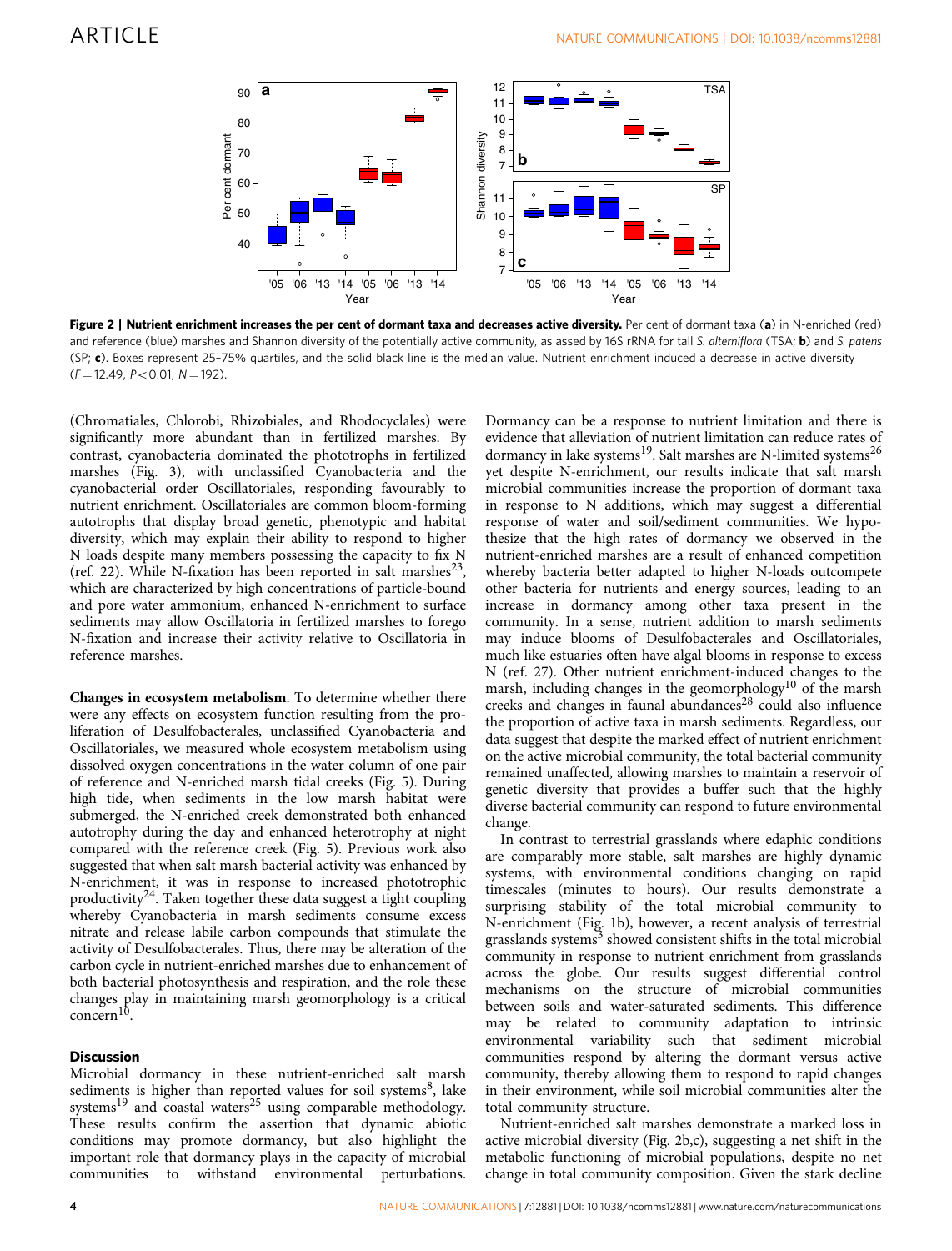**Figure 2 | Nutrient enrichment increases the per cent of dormant taxa and decreases active diversity.** Per cent of dormant taxa (**a**) in N-enriched (red) and reference (blue) marshes and Shannon diversity of the potentially active community, as assed by 16S rRNA for tall *S. alterniflora* (TSA; **b**) and *S. patens* (SP; **c**). Boxes represent 25–75% quartiles, and the solid black line is the median value. Nutrient enrichment induced a decrease in active diversity ($F = 12.49$, $P < 0.01$, $N = 192$).

(Chromatiales, Chlorobi, Rhizobiales, and Rhodocyclales) were significantly more abundant than in fertilized marshes. By contrast, cyanobacteria dominated the phototrophs in fertilized marshes (Fig. 3), with unclassified Cyanobacteria and the cyanobacterial order Oscillatoriales, responding favourably to nutrient enrichment. Oscillatoriales are common bloom-forming autotrophs that display broad genetic, phenotypic and habitat diversity, which may explain their ability to respond to higher N loads despite many members possessing the capacity to fix N (ref. 22). While N-fixation has been reported in salt marshes[23], which are characterized by high concentrations of particle-bound and pore water ammonium, enhanced N-enrichment to surface sediments may allow Oscillatoria in fertilized marshes to forego N-fixation and increase their activity relative to Oscillatoria in reference marshes.

**Changes in ecosystem metabolism**. To determine whether there were any effects on ecosystem function resulting from the proliferation of Desulfobacterales, unclassified Cyanobacteria and Oscillatoriales, we measured whole ecosystem metabolism using dissolved oxygen concentrations in the water column of one pair of reference and N-enriched marsh tidal creeks (Fig. 5). During high tide, when sediments in the low marsh habitat were submerged, the N-enriched creek demonstrated both enhanced autotrophy during the day and enhanced heterotrophy at night compared with the reference creek (Fig. 5). Previous work also suggested that when salt marsh bacterial activity was enhanced by N-enrichment, it was in response to increased phototrophic productivity[24]. Taken together these data suggest a tight coupling whereby Cyanobacteria in marsh sediments consume excess nitrate and release labile carbon compounds that stimulate the activity of Desulfobacterales. Thus, there may be alteration of the carbon cycle in nutrient-enriched marshes due to enhancement of both bacterial photosynthesis and respiration, and the role these changes play in maintaining marsh geomorphology is a critical concern[10].

## Discussion

Microbial dormancy in these nutrient-enriched salt marsh sediments is higher than reported values for soil systems[8], lake systems[19] and coastal waters[25] using comparable methodology. These results confirm the assertion that dynamic abiotic conditions may promote dormancy, but also highlight the important role that dormancy plays in the capacity of microbial communities to withstand environmental perturbations. Dormancy can be a response to nutrient limitation and there is evidence that alleviation of nutrient limitation can reduce rates of dormancy in lake systems[19]. Salt marshes are N-limited systems[26] yet despite N-enrichment, our results indicate that salt marsh microbial communities increase the proportion of dormant taxa in response to N additions, which may suggest a differential response of water and soil/sediment communities. We hypothesize that the high rates of dormancy we observed in the nutrient-enriched marshes are a result of enhanced competition whereby bacteria better adapted to higher N-loads outcompete other bacteria for nutrients and energy sources, leading to an increase in dormancy among other taxa present in the community. In a sense, nutrient addition to marsh sediments may induce blooms of Desulfobacterales and Oscillatoriales, much like estuaries often have algal blooms in response to excess N (ref. 27). Other nutrient enrichment-induced changes to the marsh, including changes in the geomorphology[10] of the marsh creeks and changes in faunal abundances[28] could also influence the proportion of active taxa in marsh sediments. Regardless, our data suggest that despite the marked effect of nutrient enrichment on the active microbial community, the total bacterial community remained unaffected, allowing marshes to maintain a reservoir of genetic diversity that provides a buffer such that the highly diverse bacterial community can respond to future environmental change.

In contrast to terrestrial grasslands where edaphic conditions are comparably more stable, salt marshes are highly dynamic systems, with environmental conditions changing on rapid timescales (minutes to hours). Our results demonstrate a surprising stability of the total microbial community to N-enrichment (Fig. 1b), however, a recent analysis of terrestrial grasslands systems[3] showed consistent shifts in the total microbial community in response to nutrient enrichment from grasslands across the globe. Our results suggest differential control mechanisms on the structure of microbial communities between soils and water-saturated sediments. This difference may be related to community adaptation to intrinsic environmental variability such that sediment microbial communities respond by altering the dormant versus active community, thereby allowing them to respond to rapid changes in their environment, while soil microbial communities alter the total community structure.

Nutrient-enriched salt marshes demonstrate a marked loss in active microbial diversity (Fig. 2b,c), suggesting a net shift in the metabolic functioning of microbial populations, despite no net change in total community composition. Given the stark decline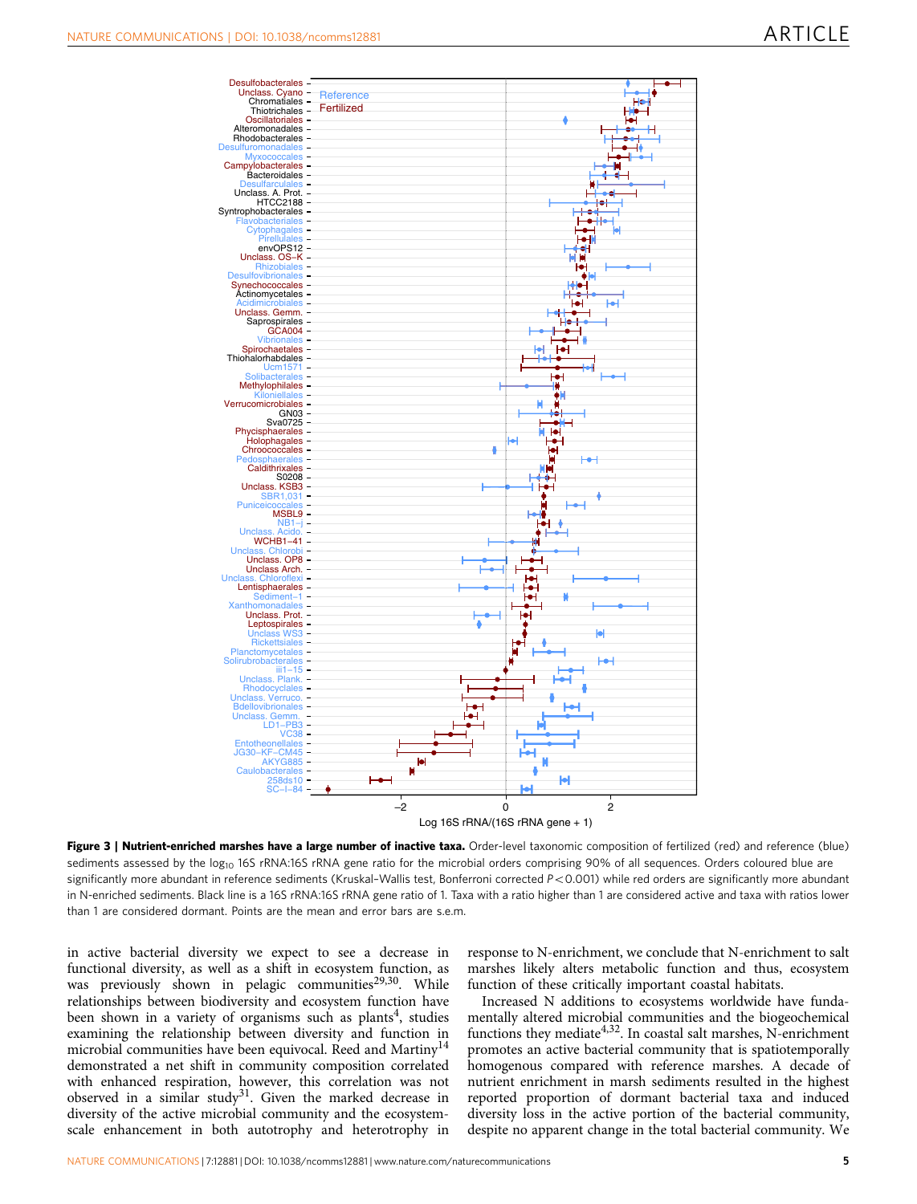**Figure 3 | Nutrient-enriched marshes have a large number of inactive taxa.** Order-level taxonomic composition of fertilized (red) and reference (blue) sediments assessed by the $\log_{10}$ 16S rRNA:16S rRNA gene ratio for the microbial orders comprising 90% of all sequences. Orders coloured blue are significantly more abundant in reference sediments (Kruskal–Wallis test, Bonferroni corrected $P<0.001$) while red orders are significantly more abundant in N-enriched sediments. Black line is a 16S rRNA:16S rRNA gene ratio of 1. Taxa with a ratio higher than 1 are considered active and taxa with ratios lower than 1 are considered dormant. Points are the mean and error bars are s.e.m.

in active bacterial diversity we expect to see a decrease in functional diversity, as well as a shift in ecosystem function, as was previously shown in pelagic communities[29,30]. While relationships between biodiversity and ecosystem function have been shown in a variety of organisms such as plants[4], studies examining the relationship between diversity and function in microbial communities have been equivocal. Reed and Martiny[14] demonstrated a net shift in community composition correlated with enhanced respiration, however, this correlation was not observed in a similar study[31]. Given the marked decrease in diversity of the active microbial community and the ecosystem-scale enhancement in both autotrophy and heterotrophy in response to N-enrichment, we conclude that N-enrichment to salt marshes likely alters metabolic function and thus, ecosystem function of these critically important coastal habitats.

Increased N additions to ecosystems worldwide have fundamentally altered microbial communities and the biogeochemical functions they mediate[4,32]. In coastal salt marshes, N-enrichment promotes an active bacterial community that is spatiotemporally homogenous compared with reference marshes. A decade of nutrient enrichment in marsh sediments resulted in the highest reported proportion of dormant bacterial taxa and induced diversity loss in the active portion of the bacterial community, despite no apparent change in the total bacterial community. We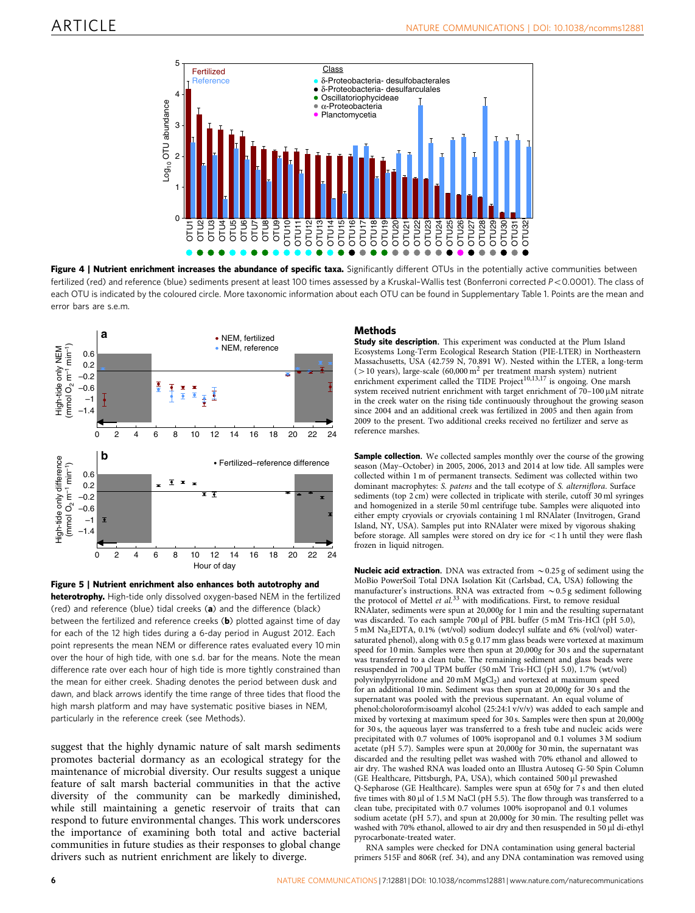**Figure 4 | Nutrient enrichment increases the abundance of specific taxa.** Significantly different OTUs in the potentially active communities between fertilized (red) and reference (blue) sediments present at least 100 times assessed by a Kruskal–Wallis test (Bonferroni corrected $P<0.0001$). The class of each OTU is indicated by the coloured circle. More taxonomic information about each OTU can be found in Supplementary Table 1. Points are the mean and error bars are s.e.m.

**Figure 5 | Nutrient enrichment also enhances both autotrophy and heterotrophy.** High-tide only dissolved oxygen-based NEM in the fertilized (red) and reference (blue) tidal creeks (**a**) and the difference (black) between the fertilized and reference creeks (**b**) plotted against time of day for each of the 12 high tides during a 6-day period in August 2012. Each point represents the mean NEM or difference rates evaluated every 10 min over the hour of high tide, with one s.d. bar for the means. Note the mean difference rate over each hour of high tide is more tightly constrained than the mean for either creek. Shading denotes the period between dusk and dawn, and black arrows identify the time range of three tides that flood the high marsh platform and may have systematic positive biases in NEM, particularly in the reference creek (see Methods).

suggest that the highly dynamic nature of salt marsh sediments promotes bacterial dormancy as an ecological strategy for the maintenance of microbial diversity. Our results suggest a unique feature of salt marsh bacterial communities in that the active diversity of the community can be markedly diminished, while still maintaining a genetic reservoir of traits that can respond to future environmental changes. This work underscores the importance of examining both total and active bacterial communities in future studies as their responses to global change drivers such as nutrient enrichment are likely to diverge.

## Methods

**Study site description.** This experiment was conducted at the Plum Island Ecosystems Long-Term Ecological Research Station (PIE-LTER) in Northeastern Massachusetts, USA (42.759 N, 70.891 W). Nested within the LTER, a long-term (>10 years), large-scale (60,000 $m^2$ per treatment marsh system) nutrient enrichment experiment called the TIDE Project[10,13,17] is ongoing. One marsh system received nutrient enrichment with target enrichment of 70–100 μM nitrate in the creek water on the rising tide continuously throughout the growing season since 2004 and an additional creek was fertilized in 2005 and then again from 2009 to the present. Two additional creeks received no fertilizer and serve as reference marshes.

**Sample collection.** We collected samples monthly over the course of the growing season (May–October) in 2005, 2006, 2013 and 2014 at low tide. All samples were collected within 1 m of permanent transects. Sediment was collected within two dominant macrophytes: *S. patens* and the tall ecotype of *S. alterniflora*. Surface sediments (top 2 cm) were collected in triplicate with sterile, cutoff 30 ml syringes and homogenized in a sterile 50 ml centrifuge tube. Samples were aliquoted into either empty cryovials or cryovials containing 1 ml RNAlater (Invitrogen, Grand Island, NY, USA). Samples put into RNAlater were mixed by vigorous shaking before storage. All samples were stored on dry ice for <1 h until they were flash frozen in liquid nitrogen.

**Nucleic acid extraction.** DNA was extracted from ~0.25 g of sediment using the MoBio PowerSoil Total DNA Isolation Kit (Carlsbad, CA, USA) following the manufacturer's instructions. RNA was extracted from ~0.5 g sediment following the protocol of Mettel *et al.*[33] with modifications. First, to remove residual RNAlater, sediments were spun at 20,000*g* for 1 min and the resulting supernatant was discarded. To each sample 700 μl of PBL buffer (5 mM Tris-HCl (pH 5.0), 5 mM $Na_2$EDTA, 0.1% (wt/vol) sodium dodecyl sulfate and 6% (vol/vol) water-saturated phenol), along with 0.5 g 0.17 mm glass beads were vortexed at maximum speed for 10 min. Samples were then spun at 20,000*g* for 30 s and the supernatant was transferred to a clean tube. The remaining sediment and glass beads were resuspended in 700 μl TPM buffer (50 mM Tris-HCl (pH 5.0), 1.7% (wt/vol) polyvinylpyrrolidone and 20 mM $MgCl_2$) and vortexed at maximum speed for an additional 10 min. Sediment was then spun at 20,000*g* for 30 s and the supernatant was pooled with the previous supernatant. An equal volume of phenol:choloroform:isoamyl alcohol (25:24:1 v/v/v) was added to each sample and mixed by vortexing at maximum speed for 30 s. Samples were then spun at 20,000*g* for 30 s, the aqueous layer was transferred to a fresh tube and nucleic acids were precipitated with 0.7 volumes of 100% isopropanol and 0.1 volumes 3 M sodium acetate (pH 5.7). Samples were spun at 20,000*g* for 30 min, the supernatant was discarded and the resulting pellet was washed with 70% ethanol and allowed to air dry. The washed RNA was loaded onto an Illustra Autoseq G-50 Spin Column (GE Healthcare, Pittsburgh, PA, USA), which contained 500 μl prewashed Q-Sepharose (GE Healthcare). Samples were spun at 650*g* for 7 s and then eluted five times with 80 μl of 1.5 M NaCl (pH 5.5). The flow through was transferred to a clean tube, precipitated with 0.7 volumes 100% isopropanol and 0.1 volumes sodium acetate (pH 5.7), and spun at 20,000*g* for 30 min. The resulting pellet was washed with 70% ethanol, allowed to air dry and then resuspended in 50 μl di-ethyl pyrocarbonate-treated water.

RNA samples were checked for DNA contamination using general bacterial primers 515F and 806R (ref. 34), and any DNA contamination was removed using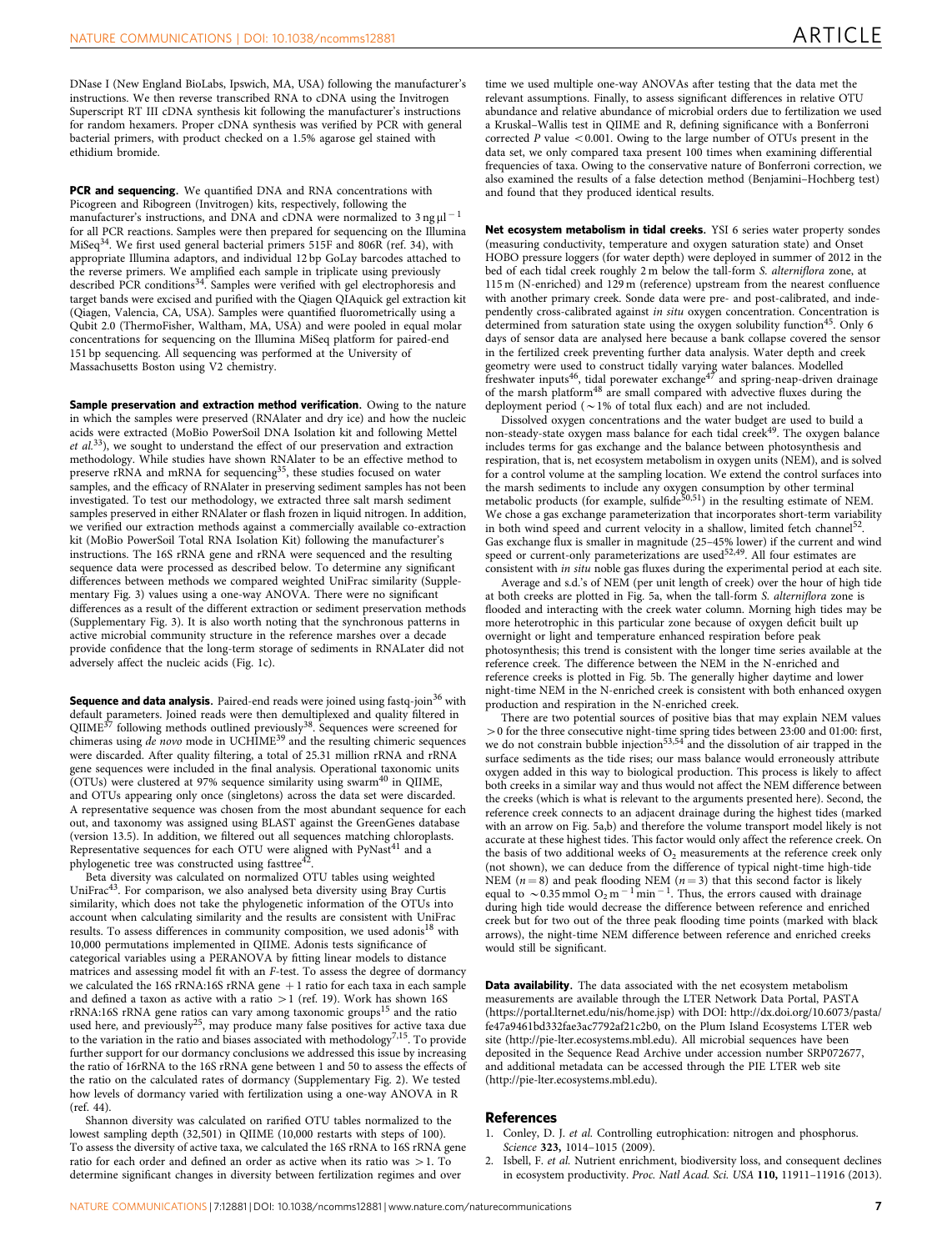DNase I (New England BioLabs, Ipswich, MA, USA) following the manufacturer's instructions. We then reverse transcribed RNA to cDNA using the Invitrogen Superscript RT III cDNA synthesis kit following the manufacturer's instructions for random hexamers. Proper cDNA synthesis was verified by PCR with general bacterial primers, with product checked on a 1.5% agarose gel stained with ethidium bromide.

**PCR and sequencing.** We quantified DNA and RNA concentrations with Picogreen and Ribogreen (Invitrogen) kits, respectively, following the manufacturer's instructions, and DNA and cDNA were normalized to 3 ng $\mu l^{-1}$ for all PCR reactions. Samples were then prepared for sequencing on the Illumina MiSeq[34]. We first used general bacterial primers 515F and 806R (ref. 34), with appropriate Illumina adaptors, and individual 12 bp GoLay barcodes attached to the reverse primers. We amplified each sample in triplicate using previously described PCR conditions[34]. Samples were verified with gel electrophoresis and target bands were excised and purified with the Qiagen QIAquick gel extraction kit (Qiagen, Valencia, CA, USA). Samples were quantified fluorometrically using a Qubit 2.0 (ThermoFisher, Waltham, MA, USA) and were pooled in equal molar concentrations for sequencing on the Illumina MiSeq platform for paired-end 151 bp sequencing. All sequencing was performed at the University of Massachusetts Boston using V2 chemistry.

**Sample preservation and extraction method verification.** Owing to the nature in which the samples were preserved (RNAlater and dry ice) and how the nucleic acids were extracted (MoBio PowerSoil DNA Isolation kit and following Mettel *et al.*[33]), we sought to understand the effect of our preservation and extraction methodology. While studies have shown RNAlater to be an effective method to preserve rRNA and mRNA for sequencing[35], these studies focused on water samples, and the efficacy of RNAlater in preserving sediment samples has not been investigated. To test our methodology, we extracted three salt marsh sediment samples preserved in either RNAlater or flash frozen in liquid nitrogen. In addition, we verified our extraction methods against a commercially available co-extraction kit (MoBio PowerSoil Total RNA Isolation Kit) following the manufacturer's instructions. The 16S rRNA gene and rRNA were sequenced and the resulting sequence data were processed as described below. To determine any significant differences between methods we compared weighted UniFrac similarity (Supplementary Fig. 3) values using a one-way ANOVA. There were no significant differences as a result of the different extraction or sediment preservation methods (Supplementary Fig. 3). It is also worth noting that the synchronous patterns in active microbial community structure in the reference marshes over a decade provide confidence that the long-term storage of sediments in RNALater did not adversely affect the nucleic acids (Fig. 1c).

**Sequence and data analysis.** Paired-end reads were joined using fastq-join[36] with default parameters. Joined reads were then demultiplexed and quality filtered in QIIME[37] following methods outlined previously[38]. Sequences were screened for chimeras using *de novo* mode in UCHIME[39] and the resulting chimeric sequences were discarded. After quality filtering, a total of 25.31 million rRNA and rRNA gene sequences were included in the final analysis. Operational taxonomic units (OTUs) were clustered at 97% sequence similarity using swarm[40] in QIIME, and OTUs appearing only once (singletons) across the data set were discarded. A representative sequence was chosen from the most abundant sequence for each out, and taxonomy was assigned using BLAST against the GreenGenes database (version 13.5). In addition, we filtered out all sequences matching chloroplasts. Representative sequences for each OTU were aligned with PyNast[41] and a phylogenetic tree was constructed using fasttree[42].

Beta diversity was calculated on normalized OTU tables using weighted UniFrac[43]. For comparison, we also analysed beta diversity using Bray Curtis similarity, which does not take the phylogenetic information of the OTUs into account when calculating similarity and the results are consistent with UniFrac results. To assess differences in community composition, we used adonis[18] with 10,000 permutations implemented in QIIME. Adonis tests significance of categorical variables using a PERANOVA by fitting linear models to distance matrices and assessing model fit with an *F*-test. To assess the degree of dormancy we calculated the 16S rRNA:16S rRNA gene + 1 ratio for each taxa in each sample and defined a taxon as active with a ratio >1 (ref. 19). Work has shown 16S rRNA:16S rRNA gene ratios can vary among taxonomic groups[15] and the ratio used here, and previously[25], may produce many false positives for active taxa due to the variation in the ratio and biases associated with methodology[7,15]. To provide further support for our dormancy conclusions we addressed this issue by increasing the ratio of 16rRNA to the 16S rRNA gene between 1 and 50 to assess the effects of the ratio on the calculated rates of dormancy (Supplementary Fig. 2). We tested how levels of dormancy varied with fertilization using a one-way ANOVA in R (ref. 44).

Shannon diversity was calculated on rarified OTU tables normalized to the lowest sampling depth (32,501) in QIIME (10,000 restarts with steps of 100). To assess the diversity of active taxa, we calculated the 16S rRNA to 16S rRNA gene ratio for each order and defined an order as active when its ratio was >1. To determine significant changes in diversity between fertilization regimes and over time we used multiple one-way ANOVAs after testing that the data met the relevant assumptions. Finally, to assess significant differences in relative OTU abundance and relative abundance of microbial orders due to fertilization we used a Kruskal–Wallis test in QIIME and R, defining significance with a Bonferroni corrected *P* value <0.001. Owing to the large number of OTUs present in the data set, we only compared taxa present 100 times when examining differential frequencies of taxa. Owing to the conservative nature of Bonferroni correction, we also examined the results of a false detection method (Benjamini–Hochberg test) and found that they produced identical results.

**Net ecosystem metabolism in tidal creeks.** YSI 6 series water property sondes (measuring conductivity, temperature and oxygen saturation state) and Onset HOBO pressure loggers (for water depth) were deployed in summer of 2012 in the bed of each tidal creek roughly 2 m below the tall-form *S. alterniflora* zone, at 115 m (N-enriched) and 129 m (reference) upstream from the nearest confluence with another primary creek. Sonde data were pre- and post-calibrated, and independently cross-calibrated against *in situ* oxygen concentration. Concentration is determined from saturation state using the oxygen solubility function[45]. Only 6 days of sensor data are analysed here because a bank collapse covered the sensor in the fertilized creek preventing further data analysis. Water depth and creek geometry were used to construct tidally varying water balances. Modelled freshwater inputs[46], tidal porewater exchange[47] and spring-neap-driven drainage of the marsh platform[48] are small compared with advective fluxes during the deployment period (~1% of total flux each) and are not included.

Dissolved oxygen concentrations and the water budget are used to build a non-steady-state oxygen mass balance for each tidal creek[49]. The oxygen balance includes terms for gas exchange and the balance between photosynthesis and respiration, that is, net ecosystem metabolism in oxygen units (NEM), and is solved for a control volume at the sampling location. We extend the control surfaces into the marsh sediments to include any oxygen consumption by other terminal metabolic products (for example, sulfide[50,51]) in the resulting estimate of NEM. We chose a gas exchange parameterization that incorporates short-term variability in both wind speed and current velocity in a shallow, limited fetch channel[52]. Gas exchange flux is smaller in magnitude (25–45% lower) if the current and wind speed or current-only parameterizations are used[52,49]. All four estimates are consistent with *in situ* noble gas fluxes during the experimental period at each site.

Average and s.d.'s of NEM (per unit length of creek) over the hour of high tide at both creeks are plotted in Fig. 5a, when the tall-form *S. alterniflora* zone is flooded and interacting with the creek water column. Morning high tides may be more heterotrophic in this particular zone because of oxygen deficit built up overnight or light and temperature enhanced respiration before peak photosynthesis; this trend is consistent with the longer time series available at the reference creek. The difference between the NEM in the N-enriched and reference creeks is plotted in Fig. 5b. The generally higher daytime and lower night-time NEM in the N-enriched creek is consistent with both enhanced oxygen production and respiration in the N-enriched creek.

There are two potential sources of positive bias that may explain NEM values >0 for the three consecutive night-time spring tides between 23:00 and 01:00: first, we do not constrain bubble injection[53,54] and the dissolution of air trapped in the surface sediments as the tide rises; our mass balance would erroneously attribute oxygen added in this way to biological production. This process is likely to affect both creeks in a similar way and thus would not affect the NEM difference between the creeks (which is what is relevant to the arguments presented here). Second, the reference creek connects to an adjacent drainage during the highest tides (marked with an arrow on Fig. 5a,b) and therefore the volume transport model likely is not accurate at these highest tides. This factor would only affect the reference creek. On the basis of two additional weeks of $O_2$ measurements at the reference creek only (not shown), we can deduce from the difference of typical night-time high-tide NEM ($n=8$) and peak flooding NEM ($n=3$) that this second factor is likely equal to ~0.35 mmol $O_2$ $m^{-1}$ $min^{-1}$. Thus, the errors caused with drainage during high tide would decrease the difference between reference and enriched creek but for two out of the three peak flooding time points (marked with black arrows), the night-time NEM difference between reference and enriched creeks would still be significant.

**Data availability.** The data associated with the net ecosystem metabolism measurements are available through the LTER Network Data Portal, PASTA (https://portal.lternet.edu/nis/home.jsp) with DOI: http://dx.doi.org/10.6073/pasta/fe47a9461bd332fae3ac7792af21c2b0, on the Plum Island Ecosystems LTER web site (http://pie-lter.ecosystems.mbl.edu). All microbial sequences have been deposited in the Sequence Read Archive under accession number SRP072677, and additional metadata can be accessed through the PIE LTER web site (http://pie-lter.ecosystems.mbl.edu).

## References

1. Conley, D. J. *et al.* Controlling eutrophication: nitrogen and phosphorus. *Science* **323,** 1014–1015 (2009).
2. Isbell, F. *et al.* Nutrient enrichment, biodiversity loss, and consequent declines in ecosystem productivity. *Proc. Natl Acad. Sci. USA* **110,** 11911–11916 (2013).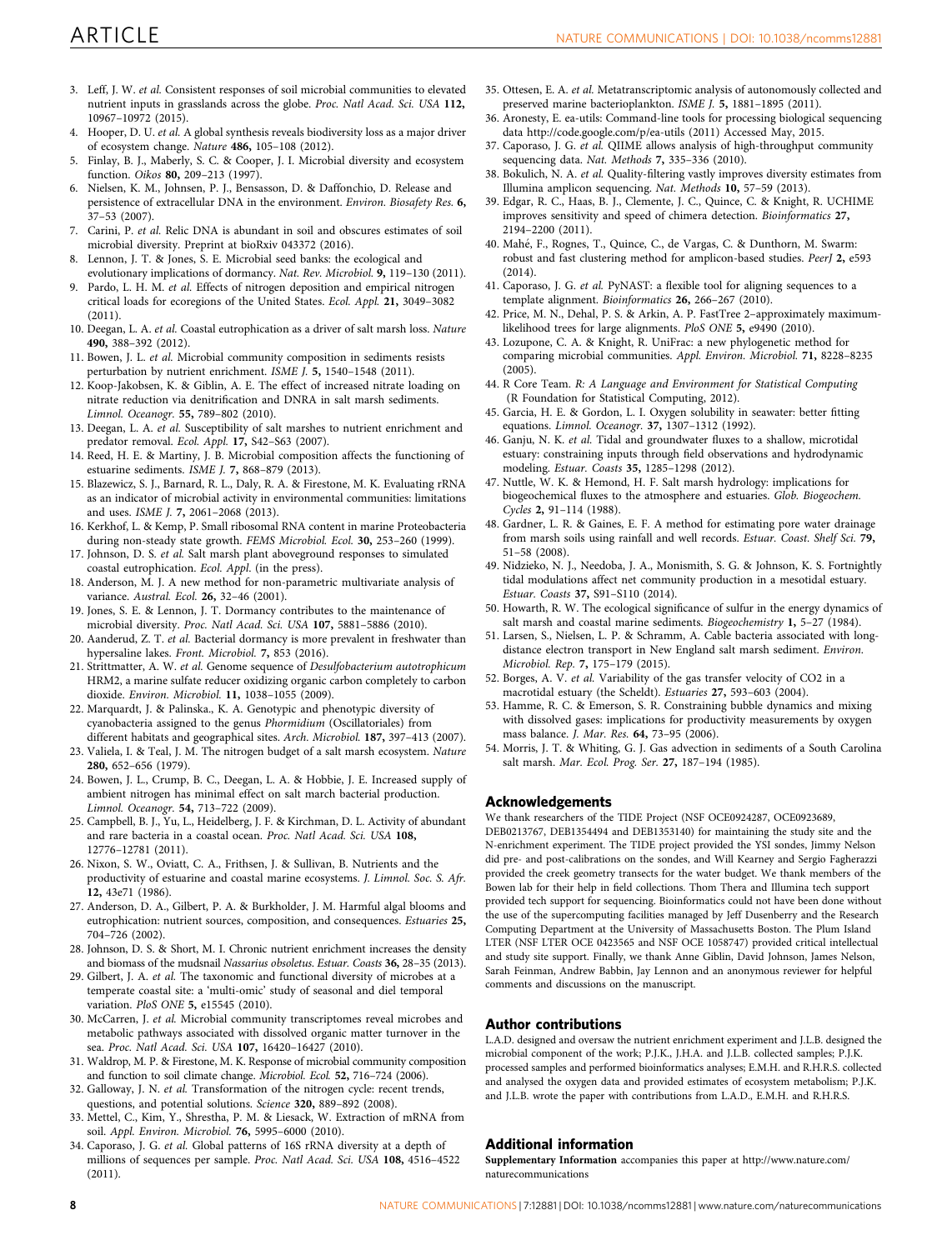3. Leff, J. W. *et al.* Consistent responses of soil microbial communities to elevated nutrient inputs in grasslands across the globe. *Proc. Natl Acad. Sci. USA* **112,** 10967–10972 (2015).
4. Hooper, D. U. *et al.* A global synthesis reveals biodiversity loss as a major driver of ecosystem change. *Nature* **486,** 105–108 (2012).
5. Finlay, B. J., Maberly, S. C. & Cooper, J. I. Microbial diversity and ecosystem function. *Oikos* **80,** 209–213 (1997).
6. Nielsen, K. M., Johnsen, P. J., Bensasson, D. & Daffonchio, D. Release and persistence of extracellular DNA in the environment. *Environ. Biosafety Res.* **6,** 37–53 (2007).
7. Carini, P. *et al.* Relic DNA is abundant in soil and obscures estimates of soil microbial diversity. Preprint at bioRxiv 043372 (2016).
8. Lennon, J. T. & Jones, S. E. Microbial seed banks: the ecological and evolutionary implications of dormancy. *Nat. Rev. Microbiol.* **9,** 119–130 (2011).
9. Pardo, L. H. M. *et al.* Effects of nitrogen deposition and empirical nitrogen critical loads for ecoregions of the United States. *Ecol. Appl.* **21,** 3049–3082 (2011).
10. Deegan, L. A. *et al.* Coastal eutrophication as a driver of salt marsh loss. *Nature* **490,** 388–392 (2012).
11. Bowen, J. L. *et al.* Microbial community composition in sediments resists perturbation by nutrient enrichment. *ISME J.* **5,** 1540–1548 (2011).
12. Koop-Jakobsen, K. & Giblin, A. E. The effect of increased nitrate loading on nitrate reduction via denitrification and DNRA in salt marsh sediments. *Limnol. Oceanogr.* **55,** 789–802 (2010).
13. Deegan, L. A. *et al.* Susceptibility of salt marshes to nutrient enrichment and predator removal. *Ecol. Appl.* **17,** S42–S63 (2007).
14. Reed, H. E. & Martiny, J. B. Microbial composition affects the functioning of estuarine sediments. *ISME J.* **7,** 868–879 (2013).
15. Blazewicz, S. J., Barnard, R. L., Daly, R. A. & Firestone, M. K. Evaluating rRNA as an indicator of microbial activity in environmental communities: limitations and uses. *ISME J.* **7,** 2061–2068 (2013).
16. Kerkhof, L. & Kemp, P. Small ribosomal RNA content in marine Proteobacteria during non-steady state growth. *FEMS Microbiol. Ecol.* **30,** 253–260 (1999).
17. Johnson, D. S. *et al.* Salt marsh plant aboveground responses to simulated coastal eutrophication. *Ecol. Appl.* (in the press).
18. Anderson, M. J. A new method for non-parametric multivariate analysis of variance. *Austral. Ecol.* **26,** 32–46 (2001).
19. Jones, S. E. & Lennon, J. T. Dormancy contributes to the maintenance of microbial diversity. *Proc. Natl Acad. Sci. USA* **107,** 5881–5886 (2010).
20. Aanderud, Z. T. *et al.* Bacterial dormancy is more prevalent in freshwater than hypersaline lakes. *Front. Microbiol.* **7,** 853 (2016).
21. Strittmatter, A. W. *et al.* Genome sequence of *Desulfobacterium autotrophicum* HRM2, a marine sulfate reducer oxidizing organic carbon completely to carbon dioxide. *Environ. Microbiol.* **11,** 1038–1055 (2009).
22. Marquardt, J. & Palinska., K. A. Genotypic and phenotypic diversity of cyanobacteria assigned to the genus *Phormidium* (Oscillatoriales) from different habitats and geographical sites. *Arch. Microbiol.* **187,** 397–413 (2007).
23. Valiela, I. & Teal, J. M. The nitrogen budget of a salt marsh ecosystem. *Nature* **280,** 652–656 (1979).
24. Bowen, J. L., Crump, B. C., Deegan, L. A. & Hobbie, J. E. Increased supply of ambient nitrogen has minimal effect on salt march bacterial production. *Limnol. Oceanogr.* **54,** 713–722 (2009).
25. Campbell, B. J., Yu, L., Heidelberg, J. F. & Kirchman, D. L. Activity of abundant and rare bacteria in a coastal ocean. *Proc. Natl Acad. Sci. USA* **108,** 12776–12781 (2011).
26. Nixon, S. W., Oviatt, C. A., Frithsen, J. & Sullivan, B. Nutrients and the productivity of estuarine and coastal marine ecosystems. *J. Limnol. Soc. S. Afr.* **12,** 43e71 (1986).
27. Anderson, D. A., Gilbert, P. A. & Burkholder, J. M. Harmful algal blooms and eutrophication: nutrient sources, composition, and consequences. *Estuaries* **25,** 704–726 (2002).
28. Johnson, D. S. & Short, M. I. Chronic nutrient enrichment increases the density and biomass of the mudsnail *Nassarius obsoletus*. *Estuar. Coasts* **36,** 28–35 (2013).
29. Gilbert, J. A. *et al.* The taxonomic and functional diversity of microbes at a temperate coastal site: a 'multi-omic' study of seasonal and diel temporal variation. *PloS ONE* **5,** e15545 (2010).
30. McCarren, J. *et al.* Microbial community transcriptomes reveal microbes and metabolic pathways associated with dissolved organic matter turnover in the sea. *Proc. Natl Acad. Sci. USA* **107,** 16420–16427 (2010).
31. Waldrop, M. P. & Firestone, M. K. Response of microbial community composition and function to soil climate change. *Microbiol. Ecol.* **52,** 716–724 (2006).
32. Galloway, J. N. *et al.* Transformation of the nitrogen cycle: recent trends, questions, and potential solutions. *Science* **320,** 889–892 (2008).
33. Mettel, C., Kim, Y., Shrestha, P. M. & Liesack, W. Extraction of mRNA from soil. *Appl. Environ. Microbiol.* **76,** 5995–6000 (2010).
34. Caporaso, J. G. *et al.* Global patterns of 16S rRNA diversity at a depth of millions of sequences per sample. *Proc. Natl Acad. Sci. USA* **108,** 4516–4522 (2011).
35. Ottesen, E. A. *et al.* Metatranscriptomic analysis of autonomously collected and preserved marine bacterioplankton. *ISME J.* **5,** 1881–1895 (2011).
36. Aronesty, E. ea-utils: Command-line tools for processing biological sequencing data http://code.google.com/p/ea-utils (2011) Accessed May, 2015.
37. Caporaso, J. G. *et al.* QIIME allows analysis of high-throughput community sequencing data. *Nat. Methods* **7,** 335–336 (2010).
38. Bokulich, N. A. *et al.* Quality-filtering vastly improves diversity estimates from Illumina amplicon sequencing. *Nat. Methods* **10,** 57–59 (2013).
39. Edgar, R. C., Haas, B. J., Clemente, J. C., Quince, C. & Knight, R. UCHIME improves sensitivity and speed of chimera detection. *Bioinformatics* **27,** 2194–2200 (2011).
40. Mahé, F., Rognes, T., Quince, C., de Vargas, C. & Dunthorn, M. Swarm: robust and fast clustering method for amplicon-based studies. *PeerJ* **2,** e593 (2014).
41. Caporaso, J. G. *et al.* PyNAST: a flexible tool for aligning sequences to a template alignment. *Bioinformatics* **26,** 266–267 (2010).
42. Price, M. N., Dehal, P. S. & Arkin, A. P. FastTree 2–approximately maximum-likelihood trees for large alignments. *PloS ONE* **5,** e9490 (2010).
43. Lozupone, C. A. & Knight, R. UniFrac: a new phylogenetic method for comparing microbial communities. *Appl. Environ. Microbiol.* **71,** 8228–8235 (2005).
44. R Core Team. *R: A Language and Environment for Statistical Computing* (R Foundation for Statistical Computing, 2012).
45. Garcia, H. E. & Gordon, L. I. Oxygen solubility in seawater: better fitting equations. *Limnol. Oceanogr.* **37,** 1307–1312 (1992).
46. Ganju, N. K. *et al.* Tidal and groundwater fluxes to a shallow, microtidal estuary: constraining inputs through field observations and hydrodynamic modeling. *Estuar. Coasts* **35,** 1285–1298 (2012).
47. Nuttle, W. K. & Hemond, H. F. Salt marsh hydrology: implications for biogeochemical fluxes to the atmosphere and estuaries. *Glob. Biogeochem. Cycles* **2,** 91–114 (1988).
48. Gardner, L. R. & Gaines, E. F. A method for estimating pore water drainage from marsh soils using rainfall and well records. *Estuar. Coast. Shelf Sci.* **79,** 51–58 (2008).
49. Nidzieko, N. J., Needoba, J. A., Monismith, S. G. & Johnson, K. S. Fortnightly tidal modulations affect net community production in a mesotidal estuary. *Estuar. Coasts* **37,** S91–S110 (2014).
50. Howarth, R. W. The ecological significance of sulfur in the energy dynamics of salt marsh and coastal marine sediments. *Biogeochemistry* **1,** 5–27 (1984).
51. Larsen, S., Nielsen, L. P. & Schramm, A. Cable bacteria associated with long-distance electron transport in New England salt marsh sediment. *Environ. Microbiol. Rep.* **7,** 175–179 (2015).
52. Borges, A. V. *et al.* Variability of the gas transfer velocity of CO2 in a macrotidal estuary (the Scheldt). *Estuaries* **27,** 593–603 (2004).
53. Hamme, R. C. & Emerson, S. R. Constraining bubble dynamics and mixing with dissolved gases: implications for productivity measurements by oxygen mass balance. *J. Mar. Res.* **64,** 73–95 (2006).
54. Morris, J. T. & Whiting, G. J. Gas advection in sediments of a South Carolina salt marsh. *Mar. Ecol. Prog. Ser.* **27,** 187–194 (1985).

## Acknowledgements

We thank researchers of the TIDE Project (NSF OCE0924287, OCE0923689, DEB0213767, DEB1354494 and DEB1353140) for maintaining the study site and the N-enrichment experiment. The TIDE project provided the YSI sondes, Jimmy Nelson did pre- and post-calibrations on the sondes, and Will Kearney and Sergio Fagherazzi provided the creek geometry transects for the water budget. We thank members of the Bowen lab for their help in field collections. Thom Thera and Illumina tech support provided tech support for sequencing. Bioinformatics could not have been done without the use of the supercomputing facilities managed by Jeff Dusenberry and the Research Computing Department at the University of Massachusetts Boston. The Plum Island LTER (NSF LTER OCE 0423565 and NSF OCE 1058747) provided critical intellectual and study site support. Finally, we thank Anne Giblin, David Johnson, James Nelson, Sarah Feinman, Andrew Babbin, Jay Lennon and an anonymous reviewer for helpful comments and discussions on the manuscript.

## Author contributions

L.A.D. designed and oversaw the nutrient enrichment experiment and J.L.B. designed the microbial component of the work; P.J.K., J.H.A. and J.L.B. collected samples; P.J.K. processed samples and performed bioinformatics analyses; E.M.H. and R.H.R.S. collected and analysed the oxygen data and provided estimates of ecosystem metabolism; P.J.K. and J.L.B. wrote the paper with contributions from L.A.D., E.M.H. and R.H.R.S.

## Additional information

**Supplementary Information** accompanies this paper at http://www.nature.com/naturecommunications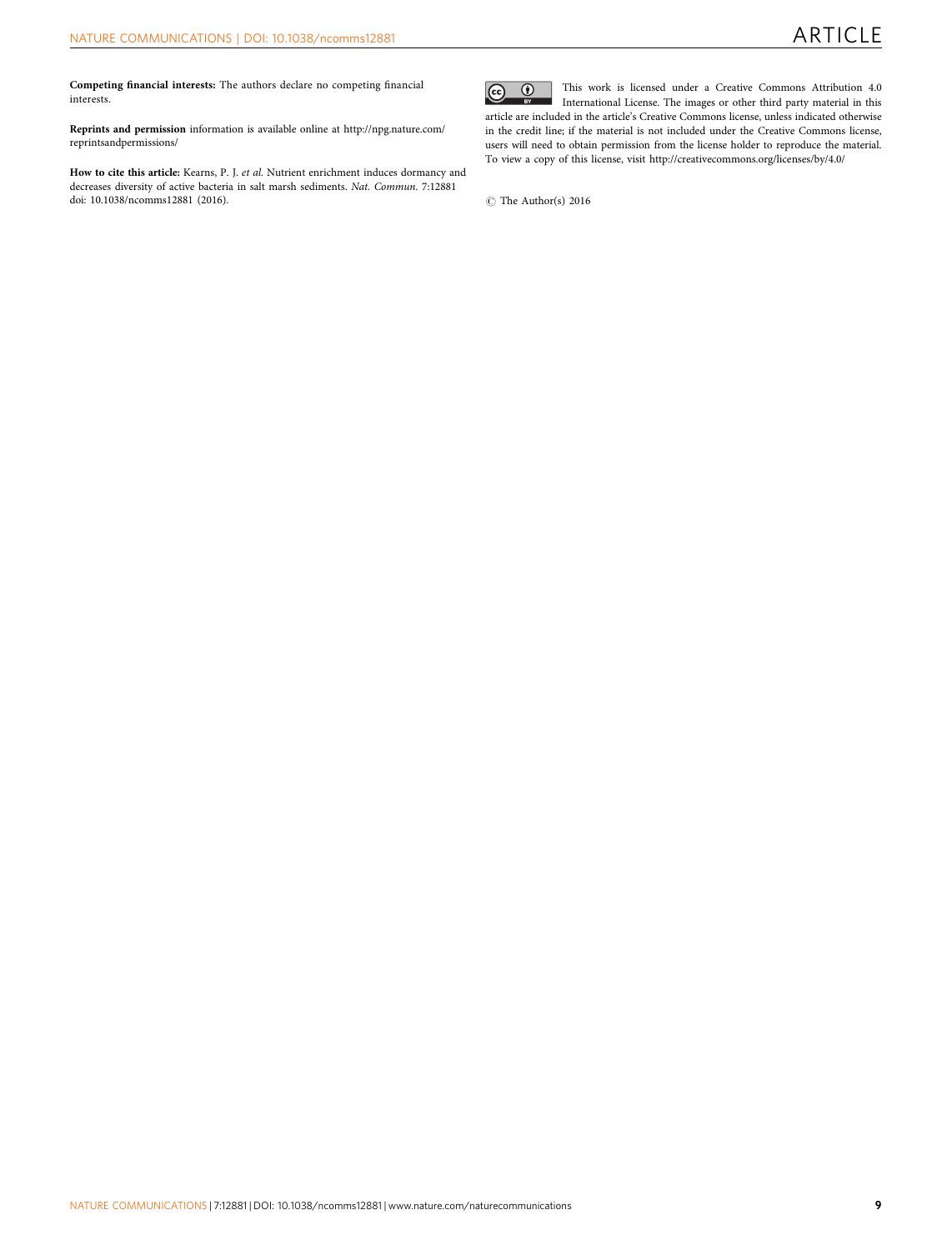**Competing financial interests:** The authors declare no competing financial interests.

**Reprints and permission** information is available online at http://npg.nature.com/reprintsandpermissions/

**How to cite this article:** Kearns, P. J. *et al.* Nutrient enrichment induces dormancy and decreases diversity of active bacteria in salt marsh sediments. *Nat. Commun.* 7:12881 doi: 10.1038/ncomms12881 (2016).

This work is licensed under a Creative Commons Attribution 4.0 International License. The images or other third party material in this article are included in the article's Creative Commons license, unless indicated otherwise in the credit line; if the material is not included under the Creative Commons license, users will need to obtain permission from the license holder to reproduce the material. To view a copy of this license, visit http://creativecommons.org/licenses/by/4.0/

© The Author(s) 2016